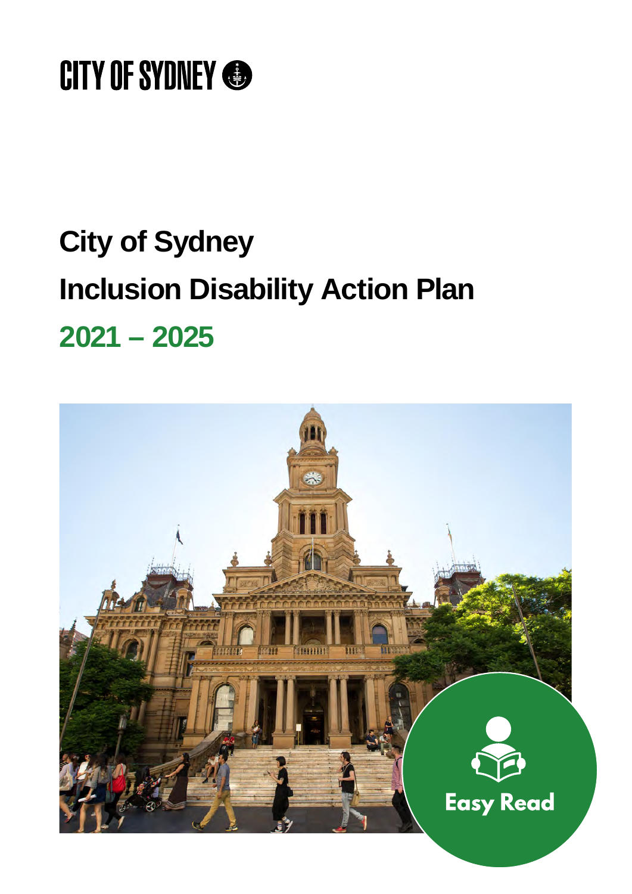CITY OF SYDNEY

# City of Sydney

# Inclusion Disability Action Plan

# 2021 – 2025

Easy Read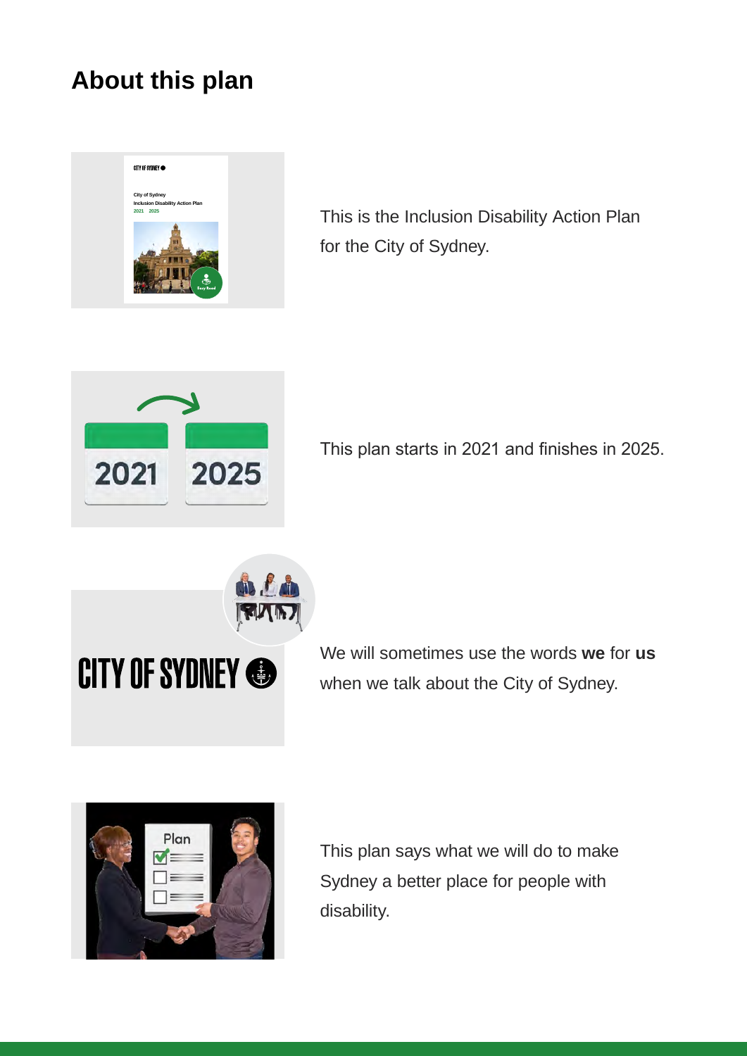## About this plan

This is the Inclusion Disability Action Plan for the City of Sydney.

This plan starts in 2021 and finishes in 2025.

We will sometimes use the words **we** for **us** when we talk about the City of Sydney.

This plan says what we will do to make Sydney a better place for people with disability.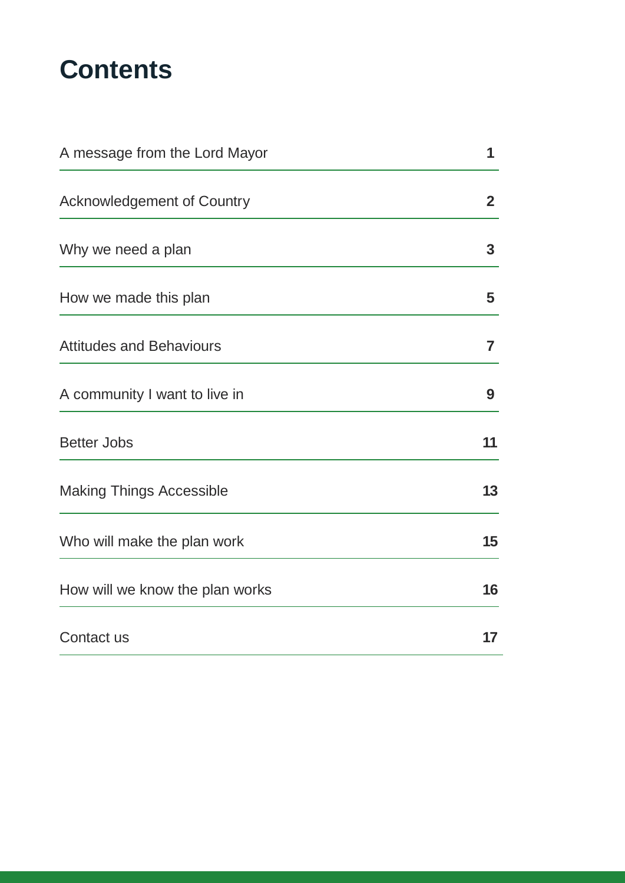# Contents

| | |
|---|---|
| A message from the Lord Mayor | 1 |
| Acknowledgement of Country | 2 |
| Why we need a plan | 3 |
| How we made this plan | 5 |
| Attitudes and Behaviours | 7 |
| A community I want to live in | 9 |
| Better Jobs | 11 |
| Making Things Accessible | 13 |
| Who will make the plan work | 15 |
| How will we know the plan works | 16 |
| Contact us | 17 |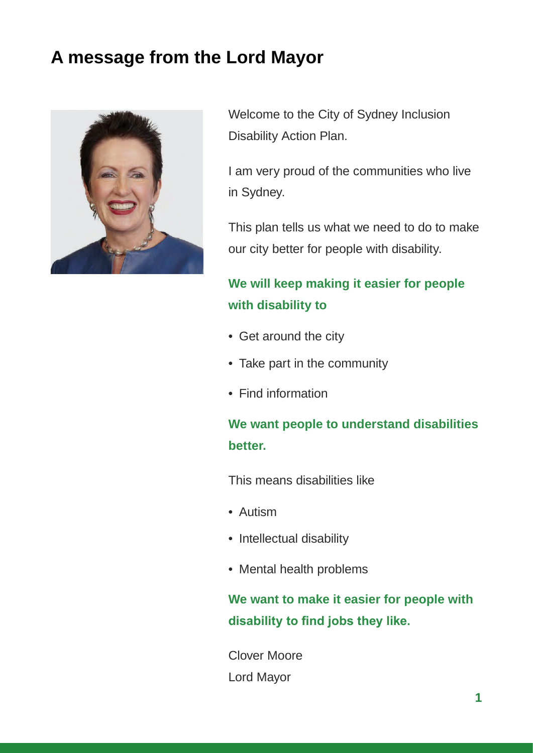# A message from the Lord Mayor

Welcome to the City of Sydney Inclusion Disability Action Plan.

I am very proud of the communities who live in Sydney.

This plan tells us what we need to do to make our city better for people with disability.

**We will keep making it easier for people with disability to**

- Get around the city
- Take part in the community
- Find information

**We want people to understand disabilities better.**

This means disabilities like

- Autism
- Intellectual disability
- Mental health problems

**We want to make it easier for people with disability to find jobs they like.**

Clover Moore
Lord Mayor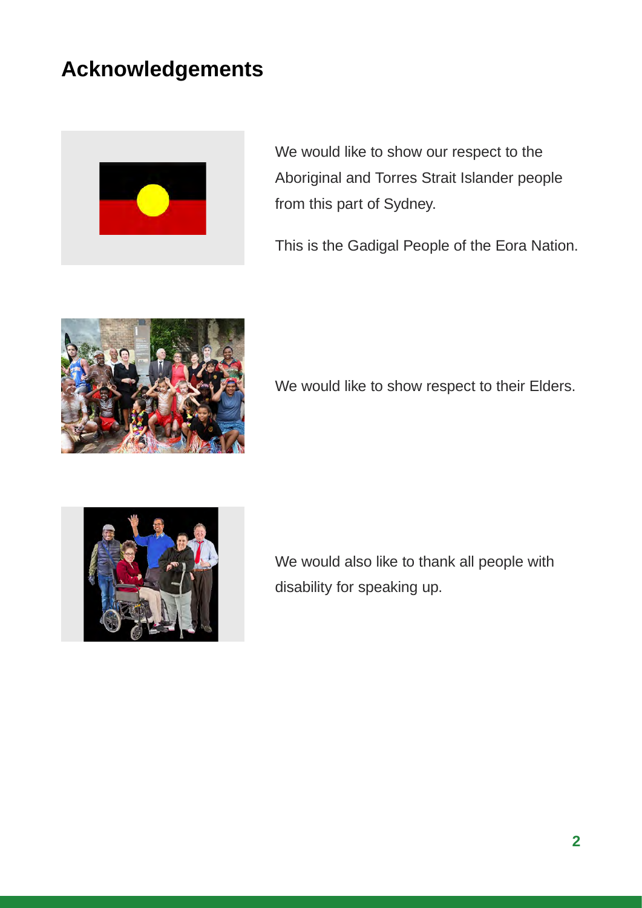# Acknowledgements

We would like to show our respect to the Aboriginal and Torres Strait Islander people from this part of Sydney.

This is the Gadigal People of the Eora Nation.

We would like to show respect to their Elders.

We would also like to thank all people with disability for speaking up.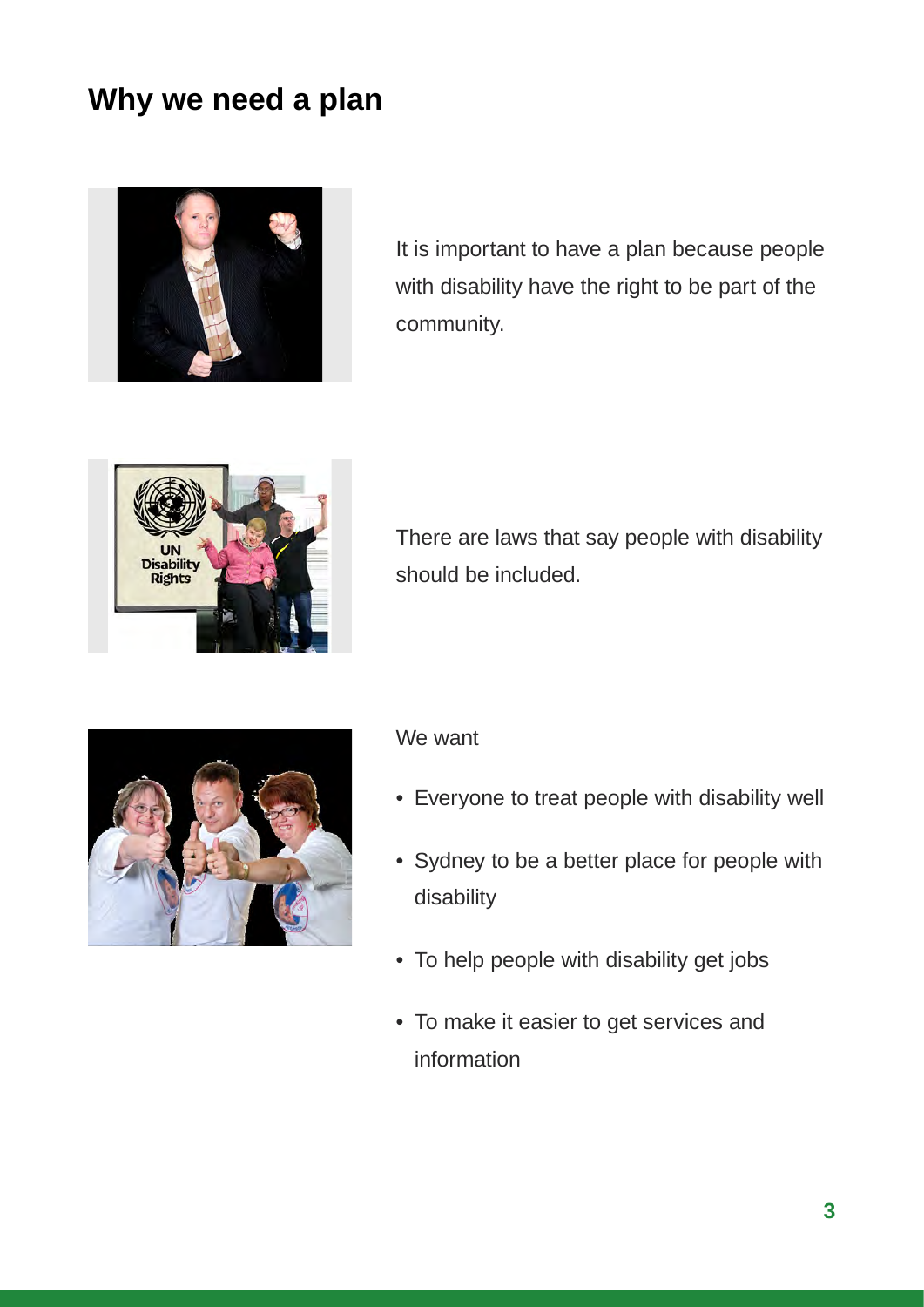## Why we need a plan

It is important to have a plan because people with disability have the right to be part of the community.

There are laws that say people with disability should be included.

We want

- Everyone to treat people with disability well
- Sydney to be a better place for people with disability
- To help people with disability get jobs
- To make it easier to get services and information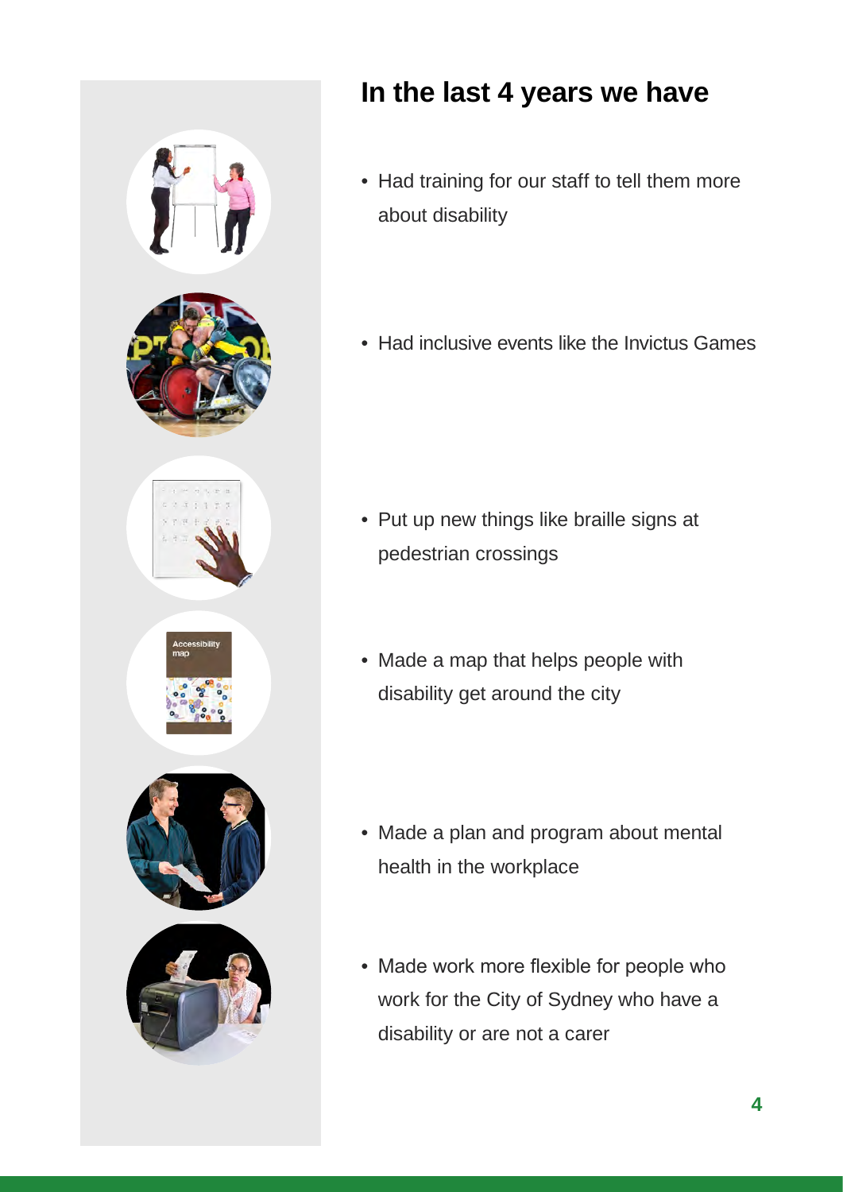## In the last 4 years we have

- Had training for our staff to tell them more about disability
- Had inclusive events like the Invictus Games
- Put up new things like braille signs at pedestrian crossings
- Made a map that helps people with disability get around the city
- Made a plan and program about mental health in the workplace
- Made work more flexible for people who work for the City of Sydney who have a disability or are not a carer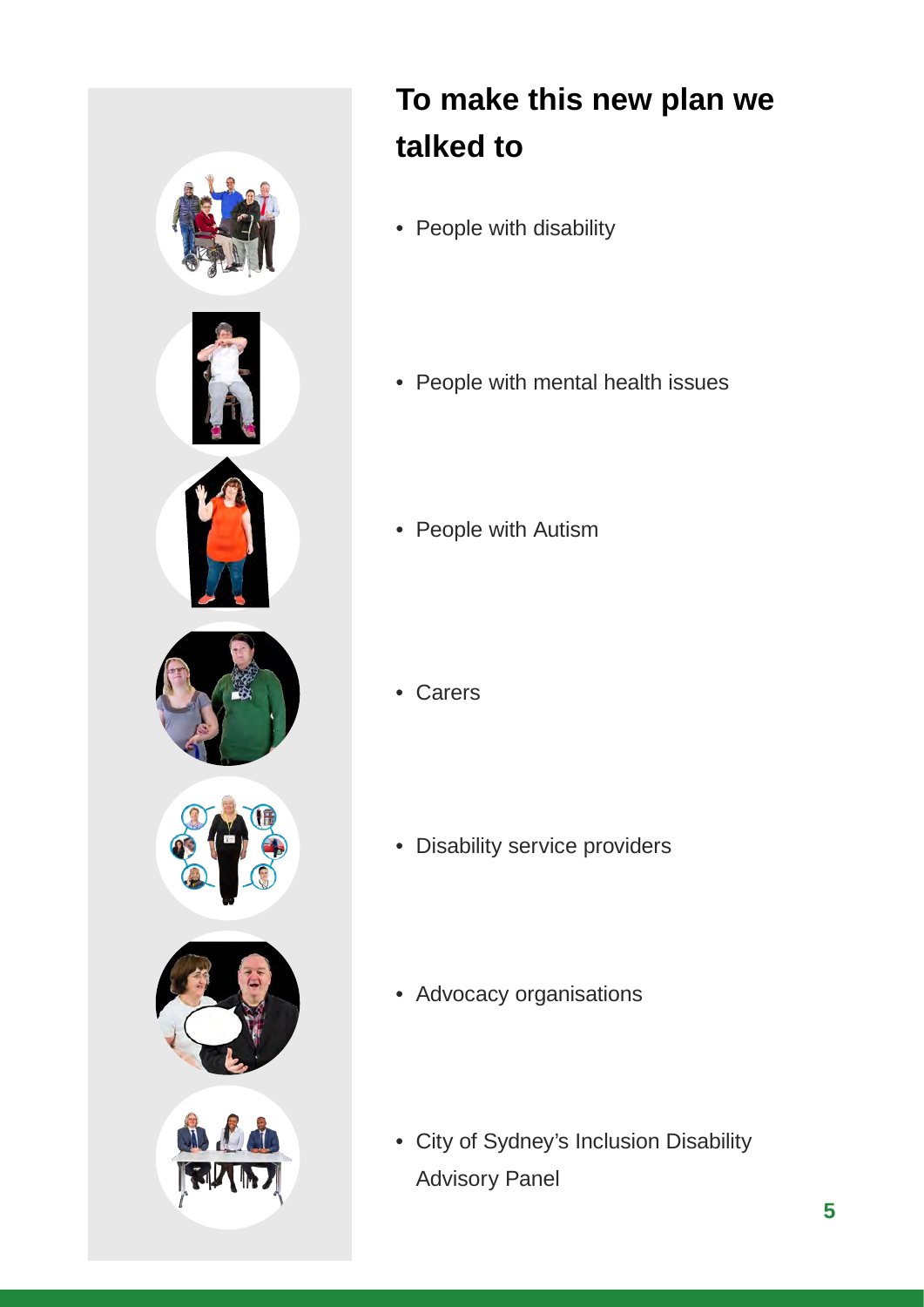## To make this new plan we talked to

- People with disability
- People with mental health issues
- People with Autism
- Carers
- Disability service providers
- Advocacy organisations
- City of Sydney's Inclusion Disability Advisory Panel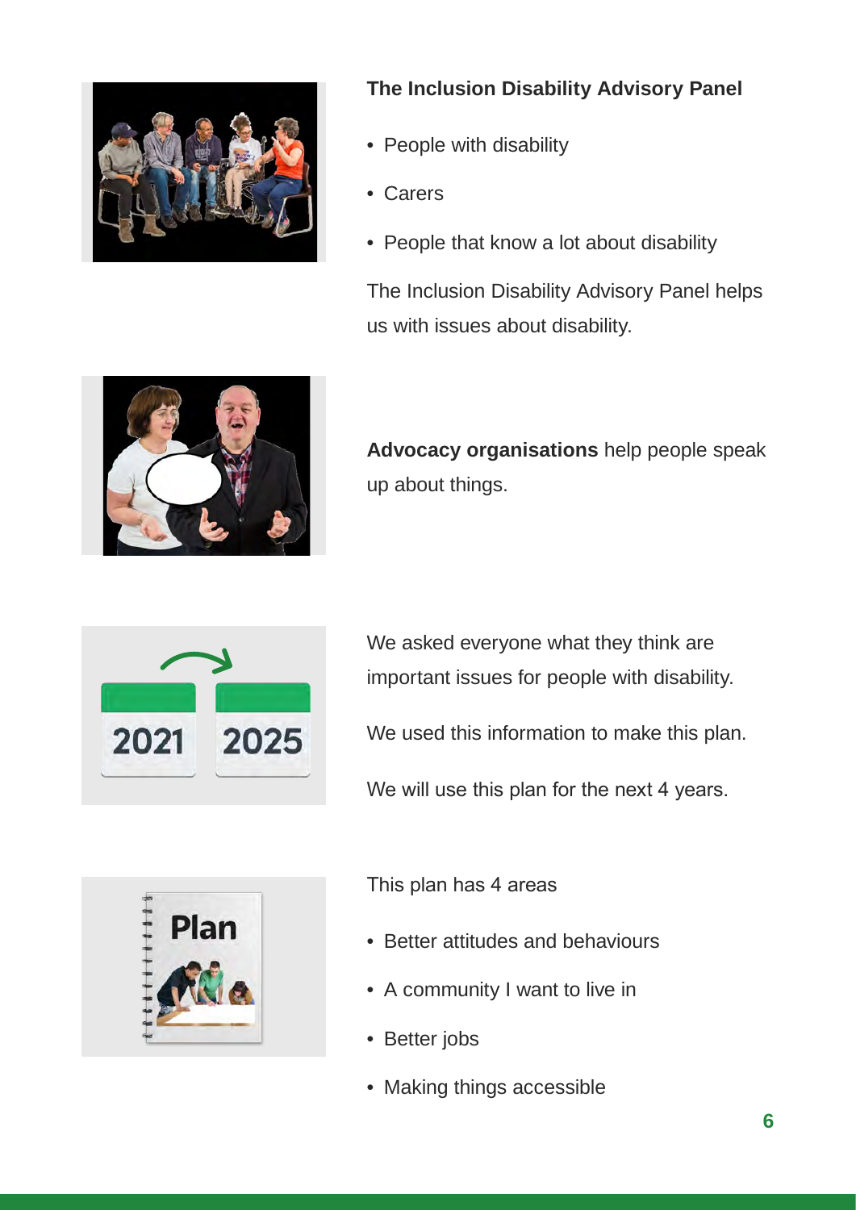### The Inclusion Disability Advisory Panel

- People with disability
- Carers
- People that know a lot about disability

The Inclusion Disability Advisory Panel helps us with issues about disability.

**Advocacy organisations** help people speak up about things.

We asked everyone what they think are important issues for people with disability.

We used this information to make this plan.

We will use this plan for the next 4 years.

This plan has 4 areas

- Better attitudes and behaviours
- A community I want to live in
- Better jobs
- Making things accessible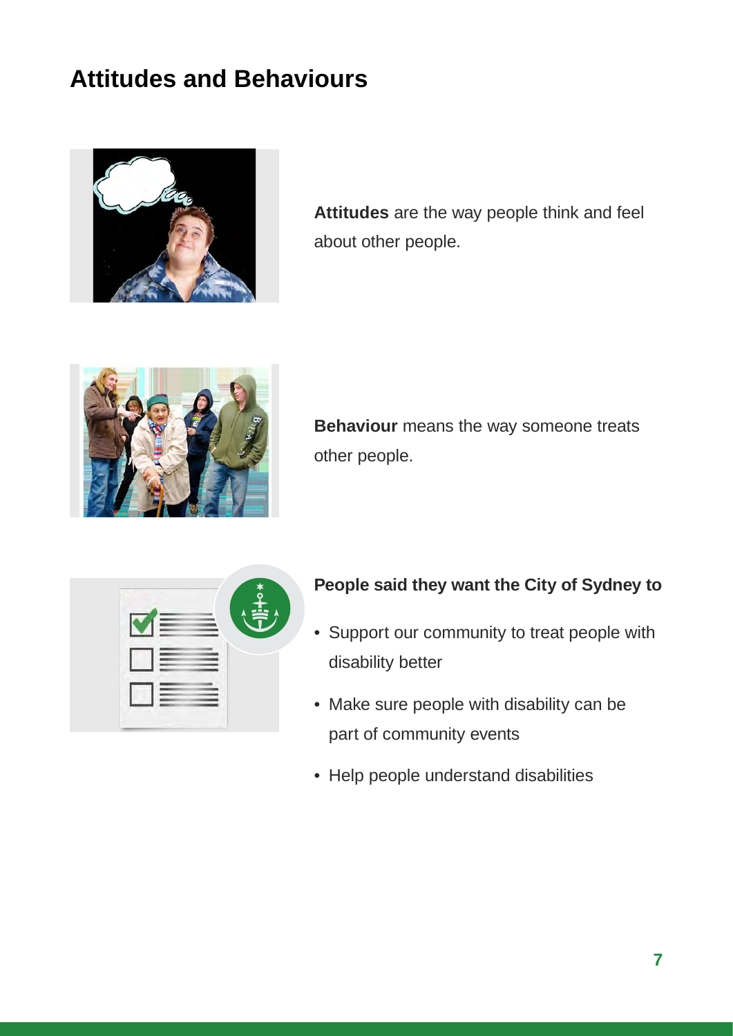## Attitudes and Behaviours

**Attitudes** are the way people think and feel about other people.

**Behaviour** means the way someone treats other people.

**People said they want the City of Sydney to**

- Support our community to treat people with disability better
- Make sure people with disability can be part of community events
- Help people understand disabilities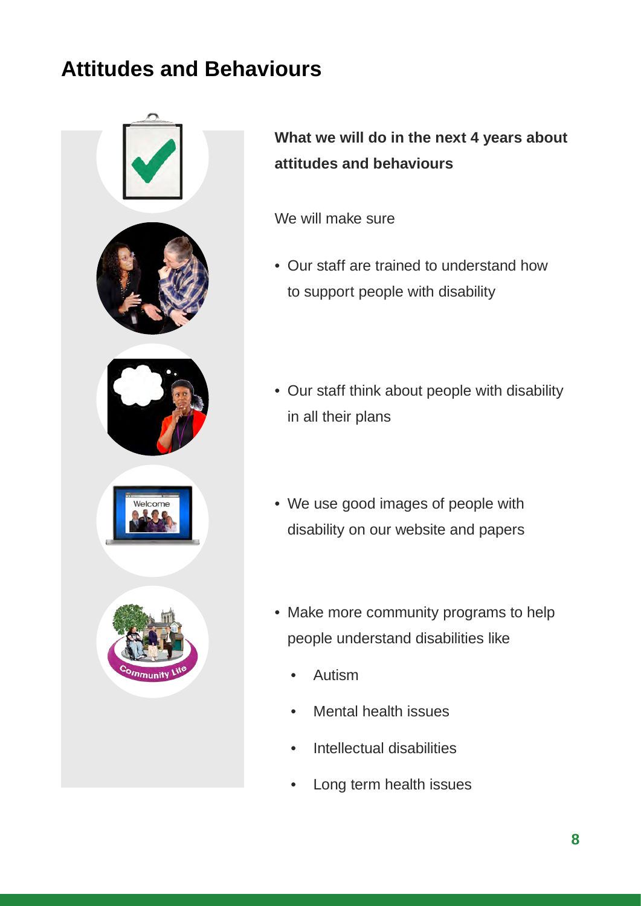# Attitudes and Behaviours

**What we will do in the next 4 years about attitudes and behaviours**

We will make sure

- Our staff are trained to understand how to support people with disability
- Our staff think about people with disability in all their plans
- We use good images of people with disability on our website and papers
- Make more community programs to help people understand disabilities like
  - Autism
  - Mental health issues
  - Intellectual disabilities
  - Long term health issues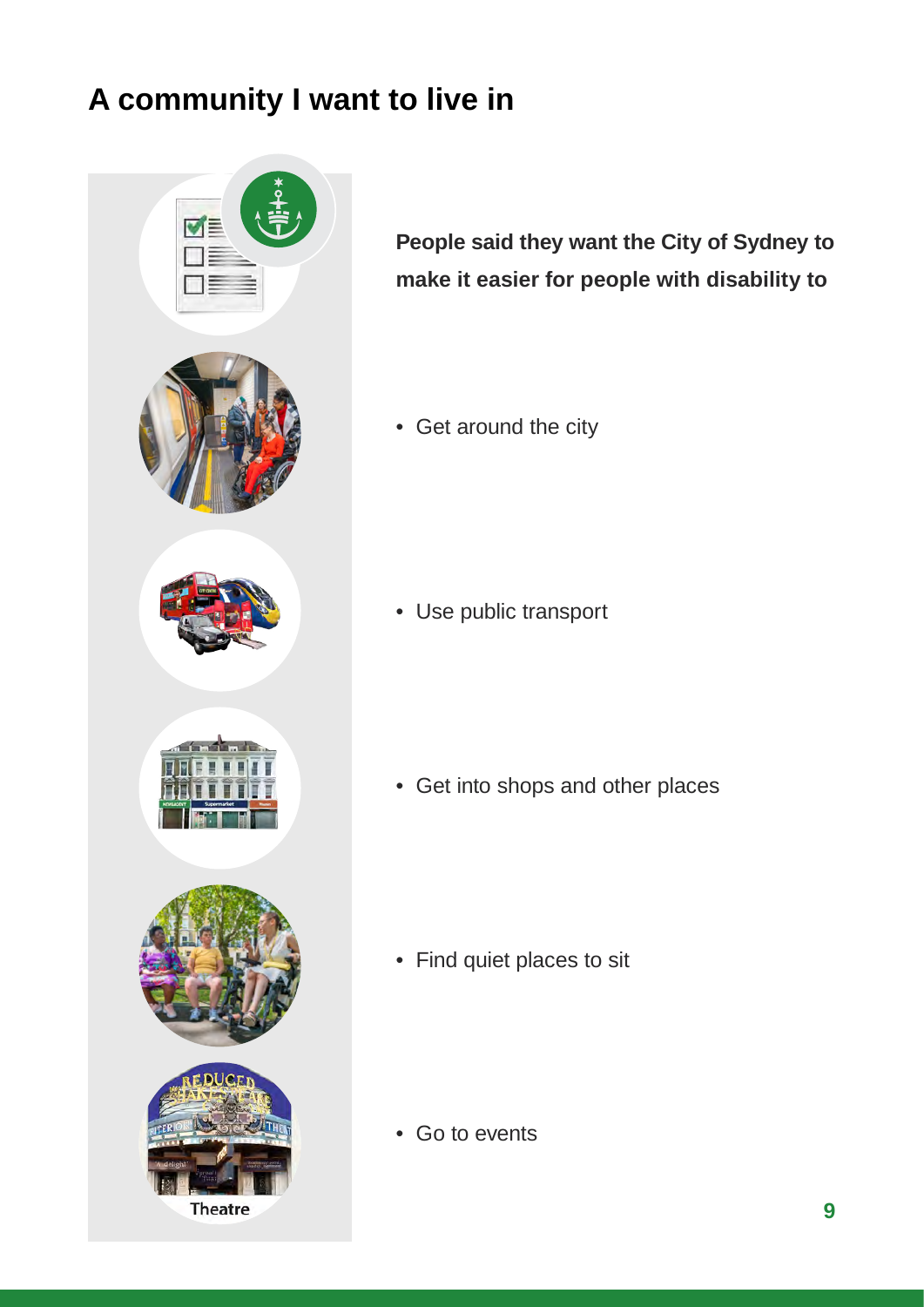# A community I want to live in

**People said they want the City of Sydney to make it easier for people with disability to**

- Get around the city
- Use public transport
- Get into shops and other places
- Find quiet places to sit
- Go to events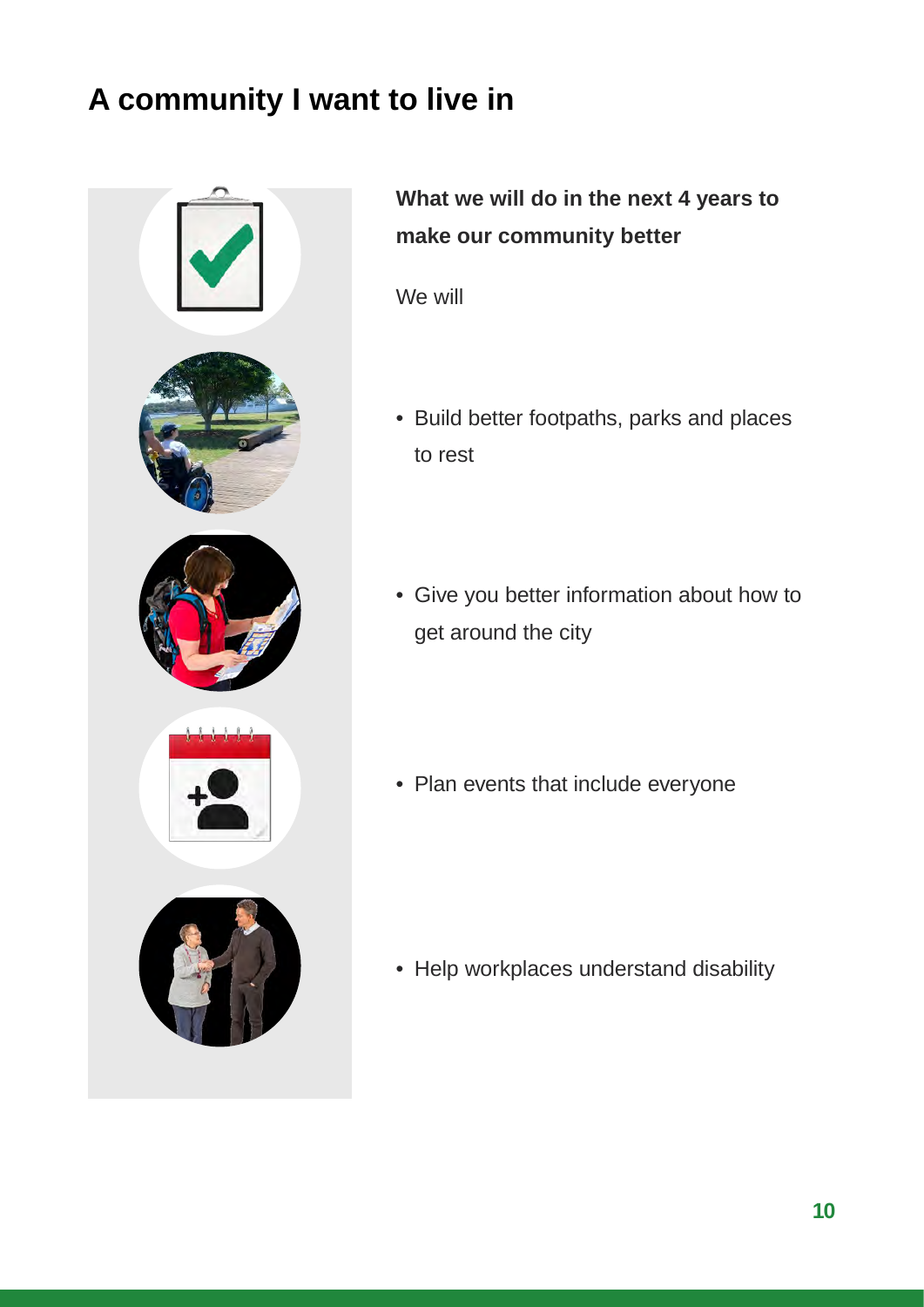# A community I want to live in

**What we will do in the next 4 years to make our community better**

We will

- Build better footpaths, parks and places to rest
- Give you better information about how to get around the city
- Plan events that include everyone
- Help workplaces understand disability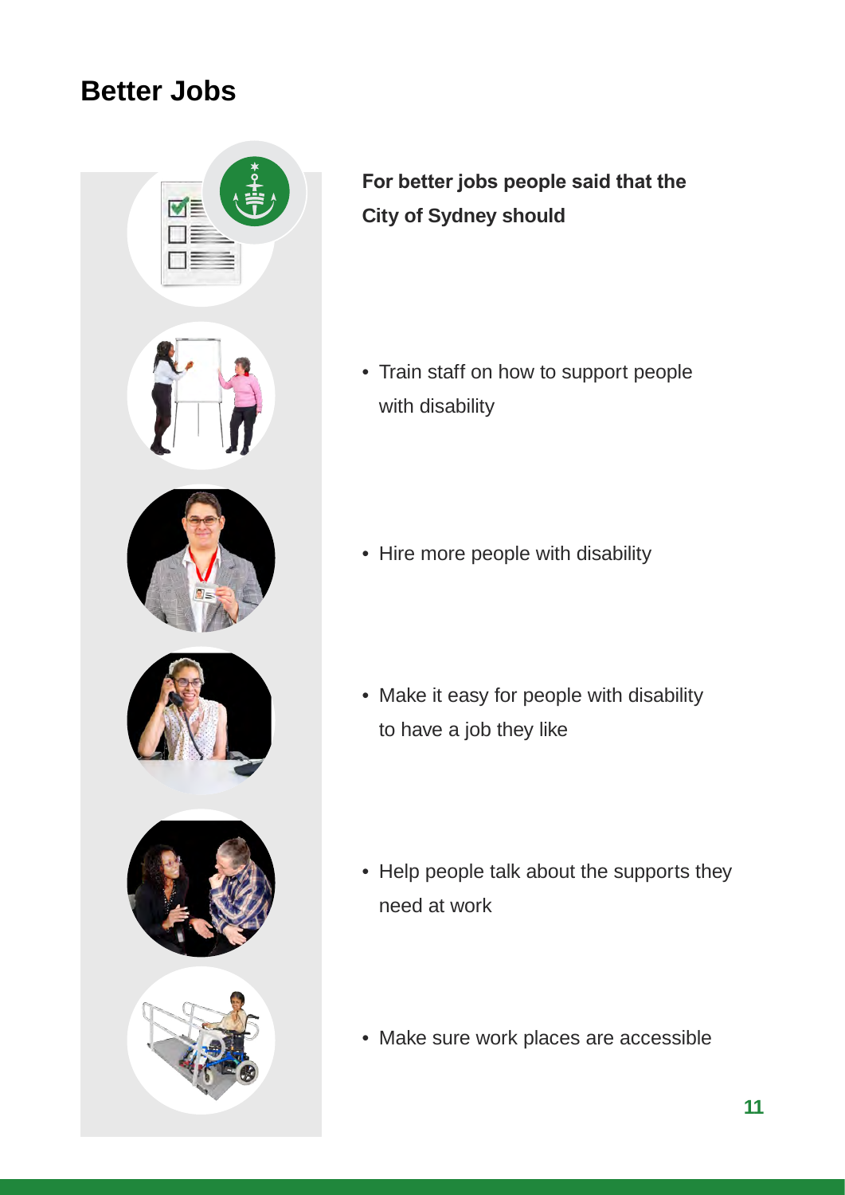## Better Jobs

**For better jobs people said that the City of Sydney should**

- Train staff on how to support people with disability
- Hire more people with disability
- Make it easy for people with disability to have a job they like
- Help people talk about the supports they need at work
- Make sure work places are accessible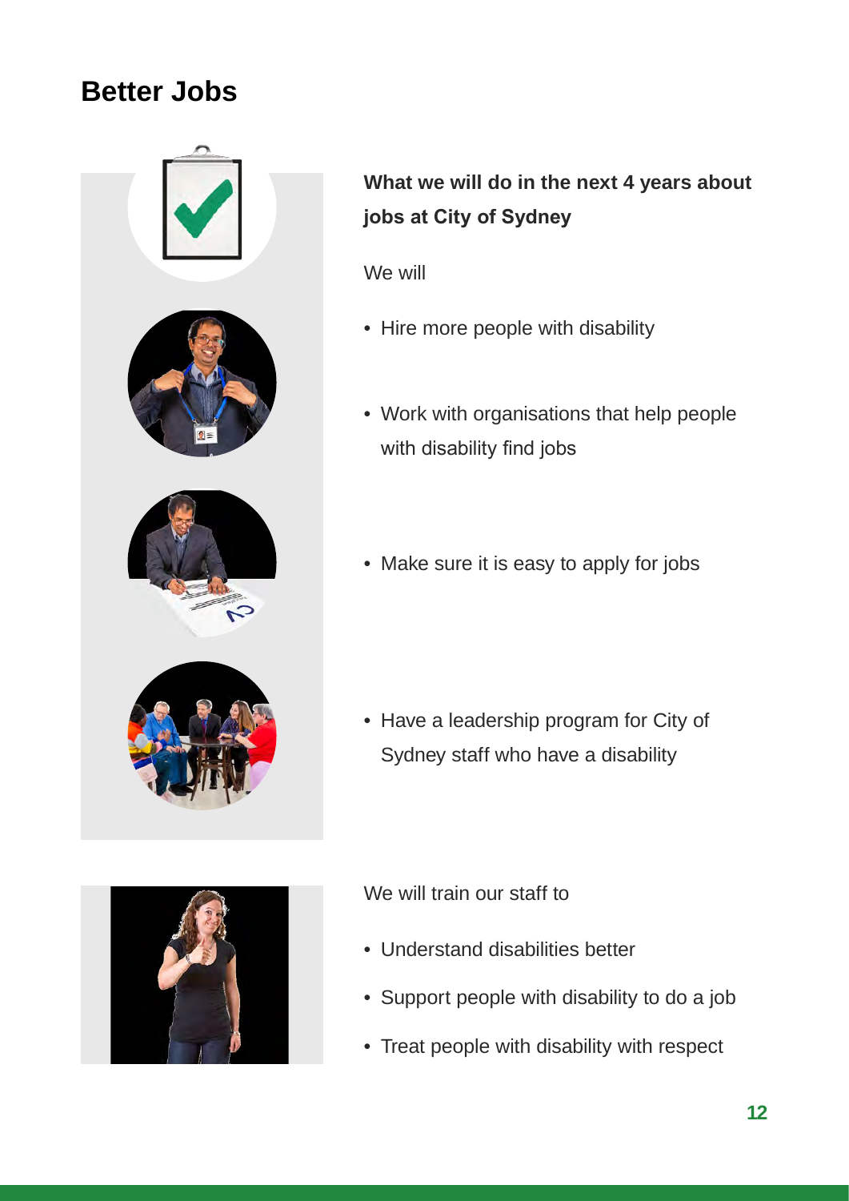# Better Jobs

**What we will do in the next 4 years about jobs at City of Sydney**

We will

- Hire more people with disability
- Work with organisations that help people with disability find jobs
- Make sure it is easy to apply for jobs
- Have a leadership program for City of Sydney staff who have a disability

We will train our staff to

- Understand disabilities better
- Support people with disability to do a job
- Treat people with disability with respect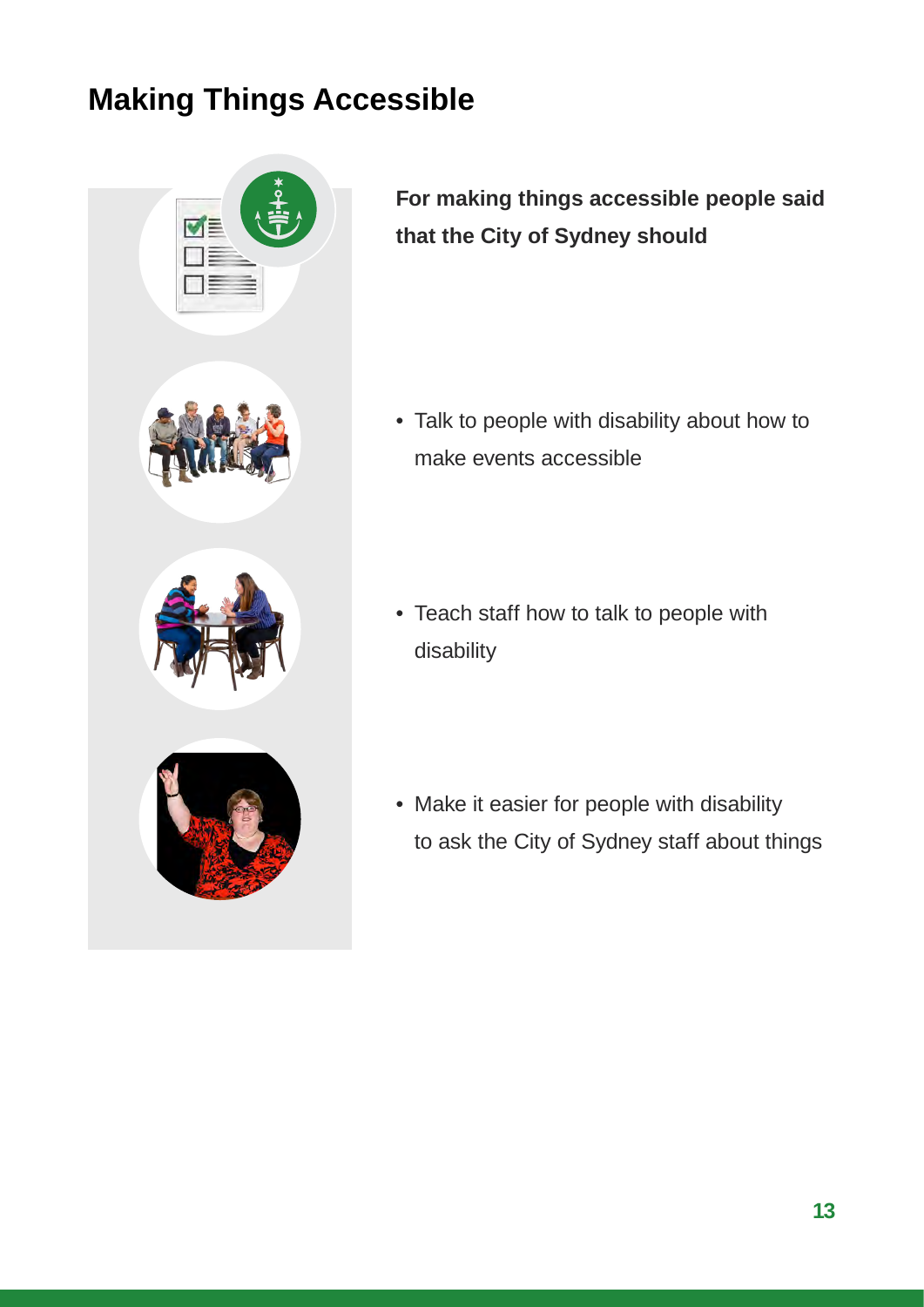# Making Things Accessible

**For making things accessible people said that the City of Sydney should**

- Talk to people with disability about how to make events accessible
- Teach staff how to talk to people with disability
- Make it easier for people with disability to ask the City of Sydney staff about things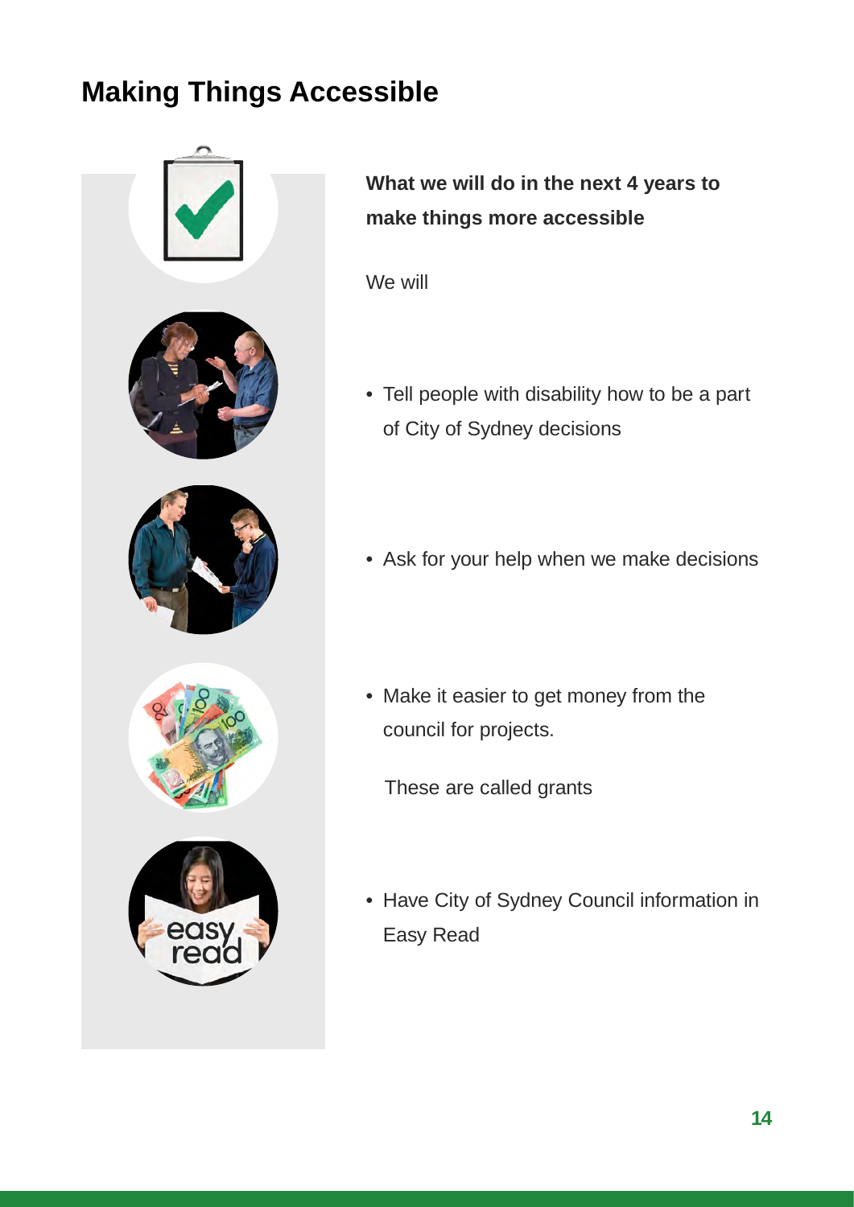# Making Things Accessible

**What we will do in the next 4 years to make things more accessible**

We will

- Tell people with disability how to be a part of City of Sydney decisions
- Ask for your help when we make decisions
- Make it easier to get money from the council for projects.

  These are called grants
- Have City of Sydney Council information in Easy Read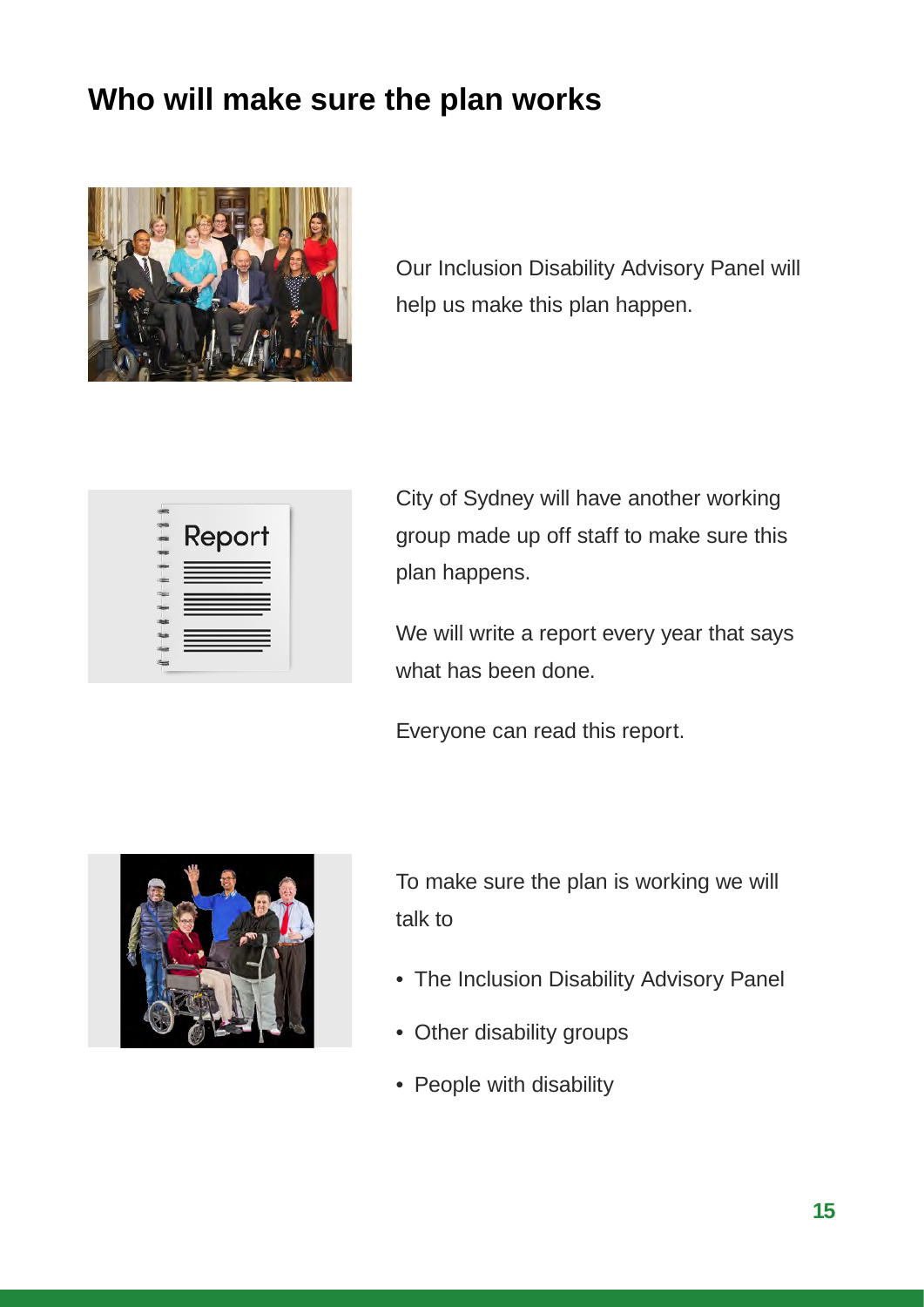## Who will make sure the plan works

Our Inclusion Disability Advisory Panel will help us make this plan happen.

City of Sydney will have another working group made up off staff to make sure this plan happens.

We will write a report every year that says what has been done.

Everyone can read this report.

To make sure the plan is working we will talk to

- The Inclusion Disability Advisory Panel
- Other disability groups
- People with disability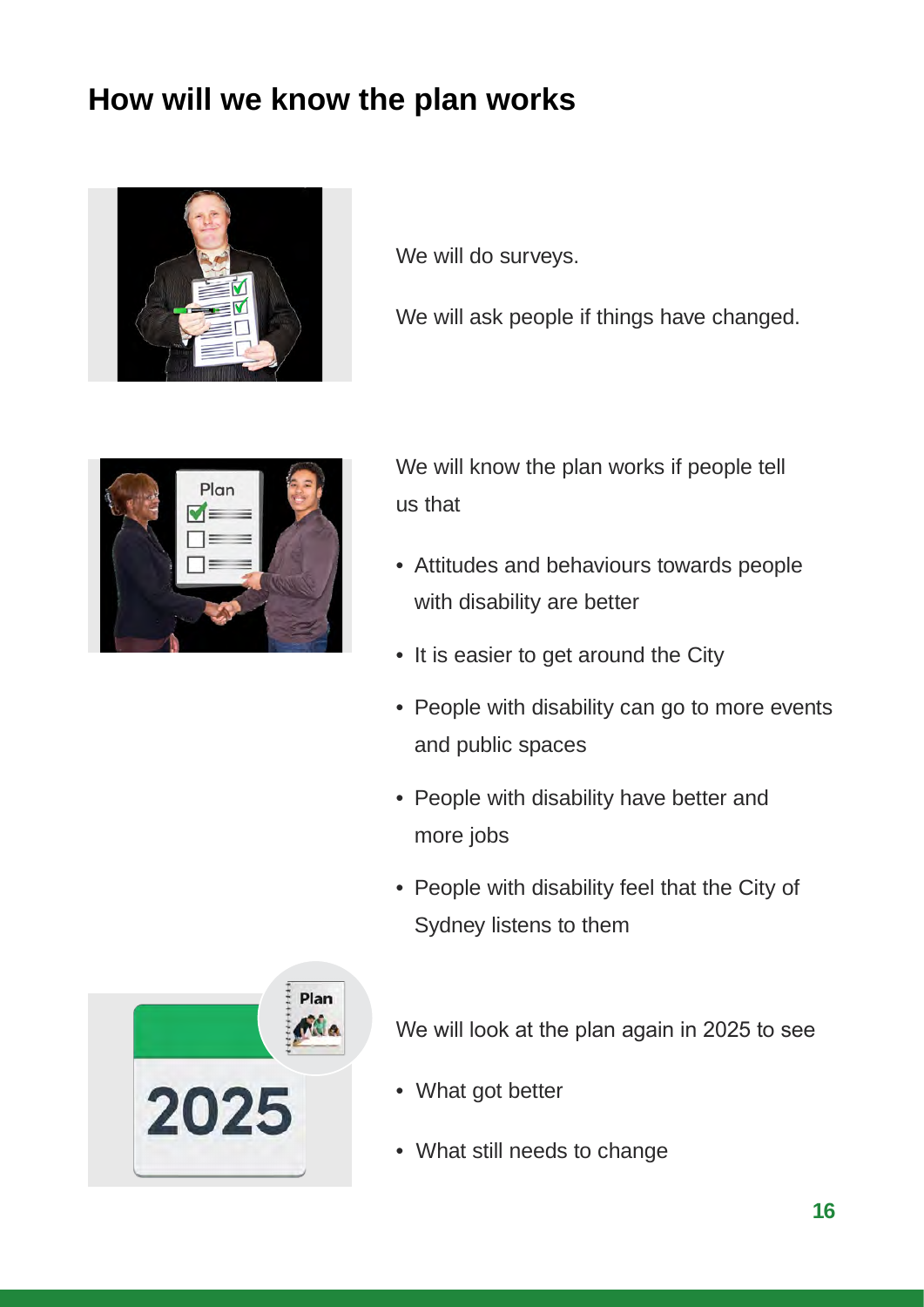## How will we know the plan works

We will do surveys.

We will ask people if things have changed.

We will know the plan works if people tell us that

- Attitudes and behaviours towards people with disability are better
- It is easier to get around the City
- People with disability can go to more events and public spaces
- People with disability have better and more jobs
- People with disability feel that the City of Sydney listens to them

We will look at the plan again in 2025 to see

- What got better
- What still needs to change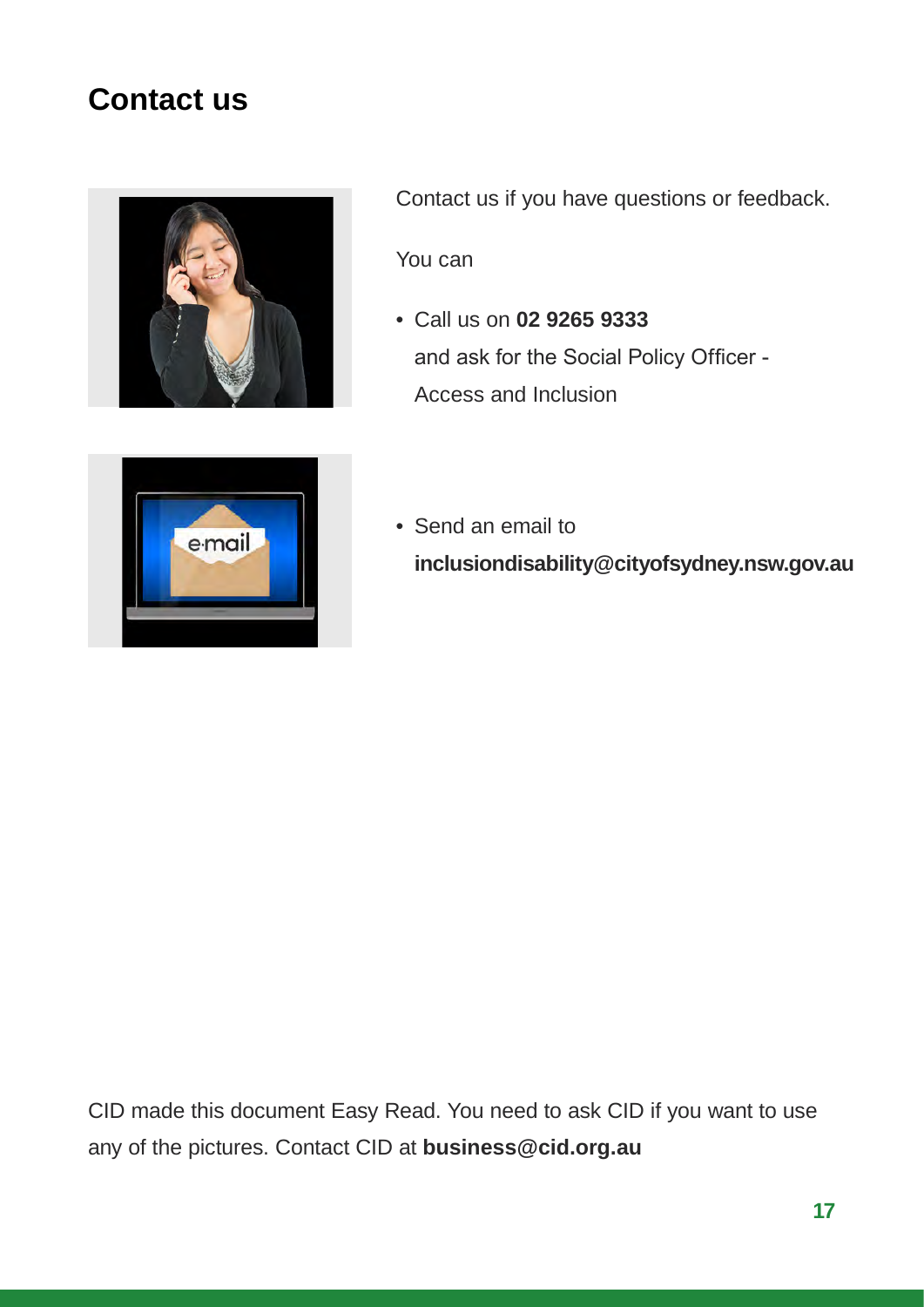# Contact us

Contact us if you have questions or feedback.

You can

- Call us on **02 9265 9333** and ask for the Social Policy Officer - Access and Inclusion

- Send an email to **inclusiondisability@cityofsydney.nsw.gov.au**

CID made this document Easy Read. You need to ask CID if you want to use any of the pictures. Contact CID at **business@cid.org.au**